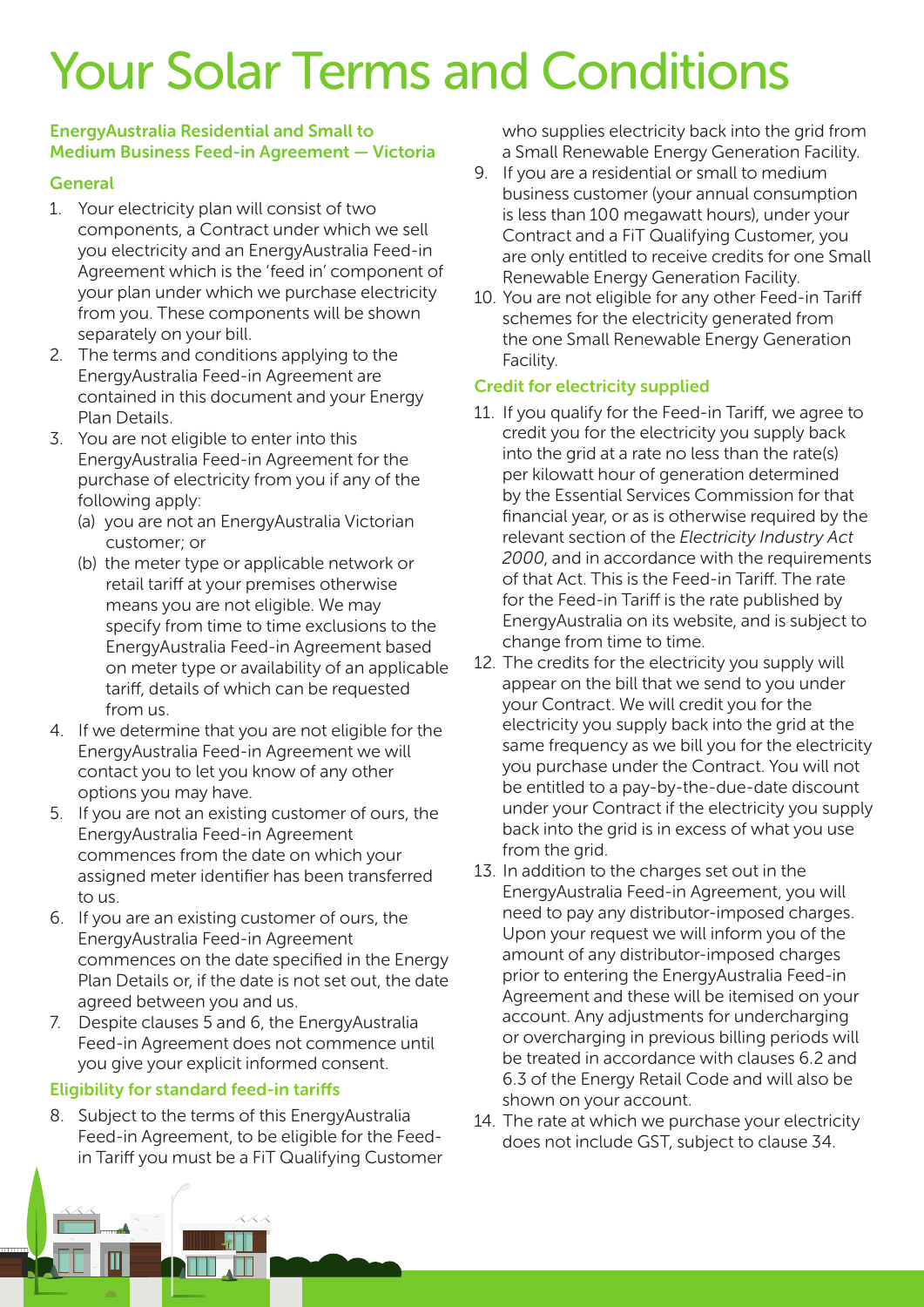# Your Solar Terms and Conditions

## EnergyAustralia Residential and Small to Medium Business Feed-in Agreement — Victoria

### General

1. Your electricity plan will consist of two components, a Contract under which we sell you electricity and an EnergyAustralia Feed-in Agreement which is the 'feed in' component of your plan under which we purchase electricity from you. These components will be shown separately on your bill.
2. The terms and conditions applying to the EnergyAustralia Feed-in Agreement are contained in this document and your Energy Plan Details.
3. You are not eligible to enter into this EnergyAustralia Feed-in Agreement for the purchase of electricity from you if any of the following apply:
   (a) you are not an EnergyAustralia Victorian customer; or
   (b) the meter type or applicable network or retail tariff at your premises otherwise means you are not eligible. We may specify from time to time exclusions to the EnergyAustralia Feed-in Agreement based on meter type or availability of an applicable tariff, details of which can be requested from us.
4. If we determine that you are not eligible for the EnergyAustralia Feed-in Agreement we will contact you to let you know of any other options you may have.
5. If you are not an existing customer of ours, the EnergyAustralia Feed-in Agreement commences from the date on which your assigned meter identifier has been transferred to us.
6. If you are an existing customer of ours, the EnergyAustralia Feed-in Agreement commences on the date specified in the Energy Plan Details or, if the date is not set out, the date agreed between you and us.
7. Despite clauses 5 and 6, the EnergyAustralia Feed-in Agreement does not commence until you give your explicit informed consent.

### Eligibility for standard feed-in tariffs

8. Subject to the terms of this EnergyAustralia Feed-in Agreement, to be eligible for the Feed-in Tariff you must be a FiT Qualifying Customer who supplies electricity back into the grid from a Small Renewable Energy Generation Facility.
9. If you are a residential or small to medium business customer (your annual consumption is less than 100 megawatt hours), under your Contract and a FiT Qualifying Customer, you are only entitled to receive credits for one Small Renewable Energy Generation Facility.
10. You are not eligible for any other Feed-in Tariff schemes for the electricity generated from the one Small Renewable Energy Generation Facility.

### Credit for electricity supplied

11. If you qualify for the Feed-in Tariff, we agree to credit you for the electricity you supply back into the grid at a rate no less than the rate(s) per kilowatt hour of generation determined by the Essential Services Commission for that financial year, or as is otherwise required by the relevant section of the *Electricity Industry Act 2000*, and in accordance with the requirements of that Act. This is the Feed-in Tariff. The rate for the Feed-in Tariff is the rate published by EnergyAustralia on its website, and is subject to change from time to time.
12. The credits for the electricity you supply will appear on the bill that we send to you under your Contract. We will credit you for the electricity you supply back into the grid at the same frequency as we bill you for the electricity you purchase under the Contract. You will not be entitled to a pay-by-the-due-date discount under your Contract if the electricity you supply back into the grid is in excess of what you use from the grid.
13. In addition to the charges set out in the EnergyAustralia Feed-in Agreement, you will need to pay any distributor-imposed charges. Upon your request we will inform you of the amount of any distributor-imposed charges prior to entering the EnergyAustralia Feed-in Agreement and these will be itemised on your account. Any adjustments for undercharging or overcharging in previous billing periods will be treated in accordance with clauses 6.2 and 6.3 of the Energy Retail Code and will also be shown on your account.
14. The rate at which we purchase your electricity does not include GST, subject to clause 34.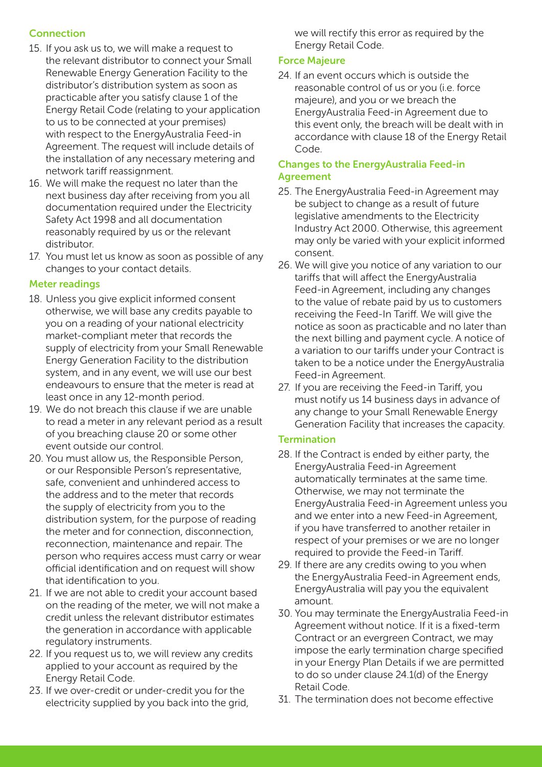### Connection

15. If you ask us to, we will make a request to the relevant distributor to connect your Small Renewable Energy Generation Facility to the distributor's distribution system as soon as practicable after you satisfy clause 1 of the Energy Retail Code (relating to your application to us to be connected at your premises) with respect to the EnergyAustralia Feed-in Agreement. The request will include details of the installation of any necessary metering and network tariff reassignment.
16. We will make the request no later than the next business day after receiving from you all documentation required under the Electricity Safety Act 1998 and all documentation reasonably required by us or the relevant distributor.
17. You must let us know as soon as possible of any changes to your contact details.

### Meter readings

18. Unless you give explicit informed consent otherwise, we will base any credits payable to you on a reading of your national electricity market-compliant meter that records the supply of electricity from your Small Renewable Energy Generation Facility to the distribution system, and in any event, we will use our best endeavours to ensure that the meter is read at least once in any 12-month period.
19. We do not breach this clause if we are unable to read a meter in any relevant period as a result of you breaching clause 20 or some other event outside our control.
20. You must allow us, the Responsible Person, or our Responsible Person's representative, safe, convenient and unhindered access to the address and to the meter that records the supply of electricity from you to the distribution system, for the purpose of reading the meter and for connection, disconnection, reconnection, maintenance and repair. The person who requires access must carry or wear official identification and on request will show that identification to you.
21. If we are not able to credit your account based on the reading of the meter, we will not make a credit unless the relevant distributor estimates the generation in accordance with applicable regulatory instruments.
22. If you request us to, we will review any credits applied to your account as required by the Energy Retail Code.
23. If we over-credit or under-credit you for the electricity supplied by you back into the grid, we will rectify this error as required by the Energy Retail Code.

### Force Majeure

24. If an event occurs which is outside the reasonable control of us or you (i.e. force majeure), and you or we breach the EnergyAustralia Feed-in Agreement due to this event only, the breach will be dealt with in accordance with clause 18 of the Energy Retail Code.

### Changes to the EnergyAustralia Feed-in Agreement

25. The EnergyAustralia Feed-in Agreement may be subject to change as a result of future legislative amendments to the Electricity Industry Act 2000. Otherwise, this agreement may only be varied with your explicit informed consent.
26. We will give you notice of any variation to our tariffs that will affect the EnergyAustralia Feed-in Agreement, including any changes to the value of rebate paid by us to customers receiving the Feed-In Tariff. We will give the notice as soon as practicable and no later than the next billing and payment cycle. A notice of a variation to our tariffs under your Contract is taken to be a notice under the EnergyAustralia Feed-in Agreement.
27. If you are receiving the Feed-in Tariff, you must notify us 14 business days in advance of any change to your Small Renewable Energy Generation Facility that increases the capacity.

### Termination

28. If the Contract is ended by either party, the EnergyAustralia Feed-in Agreement automatically terminates at the same time. Otherwise, we may not terminate the EnergyAustralia Feed-in Agreement unless you and we enter into a new Feed-in Agreement, if you have transferred to another retailer in respect of your premises or we are no longer required to provide the Feed-in Tariff.
29. If there are any credits owing to you when the EnergyAustralia Feed-in Agreement ends, EnergyAustralia will pay you the equivalent amount.
30. You may terminate the EnergyAustralia Feed-in Agreement without notice. If it is a fixed-term Contract or an evergreen Contract, we may impose the early termination charge specified in your Energy Plan Details if we are permitted to do so under clause 24.1(d) of the Energy Retail Code.
31. The termination does not become effective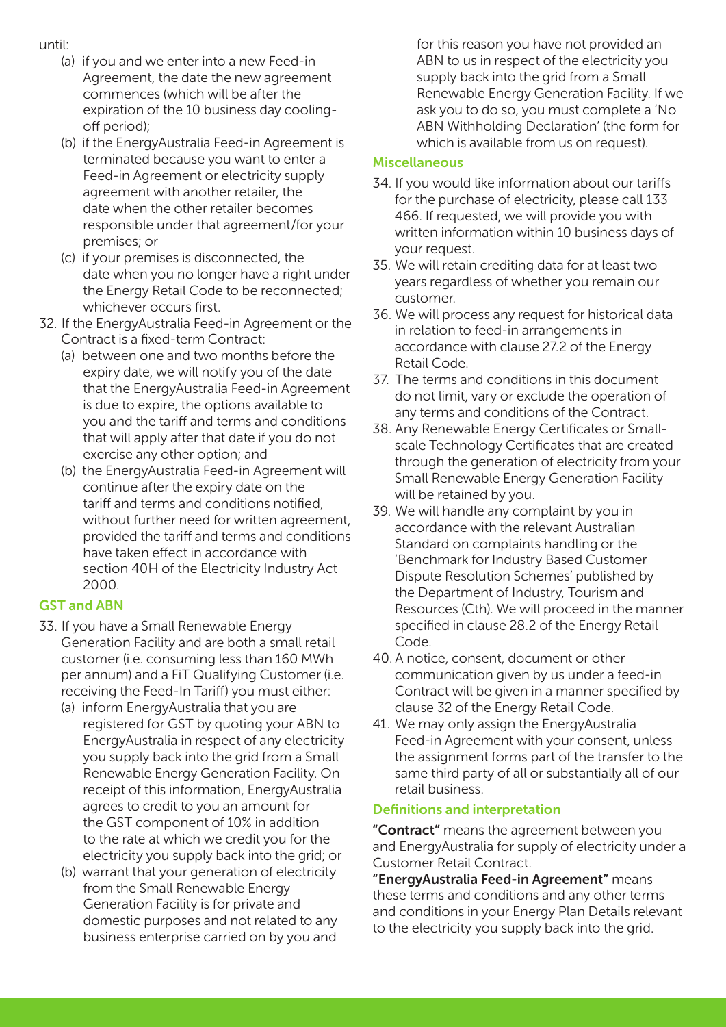until:

(a) if you and we enter into a new Feed-in Agreement, the date the new agreement commences (which will be after the expiration of the 10 business day cooling-off period);

(b) if the EnergyAustralia Feed-in Agreement is terminated because you want to enter a Feed-in Agreement or electricity supply agreement with another retailer, the date when the other retailer becomes responsible under that agreement/for your premises; or

(c) if your premises is disconnected, the date when you no longer have a right under the Energy Retail Code to be reconnected; whichever occurs first.

32. If the EnergyAustralia Feed-in Agreement or the Contract is a fixed-term Contract:

    (a) between one and two months before the expiry date, we will notify you of the date that the EnergyAustralia Feed-in Agreement is due to expire, the options available to you and the tariff and terms and conditions that will apply after that date if you do not exercise any other option; and

    (b) the EnergyAustralia Feed-in Agreement will continue after the expiry date on the tariff and terms and conditions notified, without further need for written agreement, provided the tariff and terms and conditions have taken effect in accordance with section 40H of the Electricity Industry Act 2000.

### GST and ABN

33. If you have a Small Renewable Energy Generation Facility and are both a small retail customer (i.e. consuming less than 160 MWh per annum) and a FiT Qualifying Customer (i.e. receiving the Feed-In Tariff) you must either:

    (a) inform EnergyAustralia that you are registered for GST by quoting your ABN to EnergyAustralia in respect of any electricity you supply back into the grid from a Small Renewable Energy Generation Facility. On receipt of this information, EnergyAustralia agrees to credit to you an amount for the GST component of 10% in addition to the rate at which we credit you for the electricity you supply back into the grid; or

    (b) warrant that your generation of electricity from the Small Renewable Energy Generation Facility is for private and domestic purposes and not related to any business enterprise carried on by you and for this reason you have not provided an ABN to us in respect of the electricity you supply back into the grid from a Small Renewable Energy Generation Facility. If we ask you to do so, you must complete a 'No ABN Withholding Declaration' (the form for which is available from us on request).

### Miscellaneous

34. If you would like information about our tariffs for the purchase of electricity, please call 133 466. If requested, we will provide you with written information within 10 business days of your request.

35. We will retain crediting data for at least two years regardless of whether you remain our customer.

36. We will process any request for historical data in relation to feed-in arrangements in accordance with clause 27.2 of the Energy Retail Code.

37. The terms and conditions in this document do not limit, vary or exclude the operation of any terms and conditions of the Contract.

38. Any Renewable Energy Certificates or Small-scale Technology Certificates that are created through the generation of electricity from your Small Renewable Energy Generation Facility will be retained by you.

39. We will handle any complaint by you in accordance with the relevant Australian Standard on complaints handling or the 'Benchmark for Industry Based Customer Dispute Resolution Schemes' published by the Department of Industry, Tourism and Resources (Cth). We will proceed in the manner specified in clause 28.2 of the Energy Retail Code.

40. A notice, consent, document or other communication given by us under a feed-in Contract will be given in a manner specified by clause 32 of the Energy Retail Code.

41. We may only assign the EnergyAustralia Feed-in Agreement with your consent, unless the assignment forms part of the transfer to the same third party of all or substantially all of our retail business.

### Definitions and interpretation

**"Contract"** means the agreement between you and EnergyAustralia for supply of electricity under a Customer Retail Contract.

**"EnergyAustralia Feed-in Agreement"** means these terms and conditions and any other terms and conditions in your Energy Plan Details relevant to the electricity you supply back into the grid.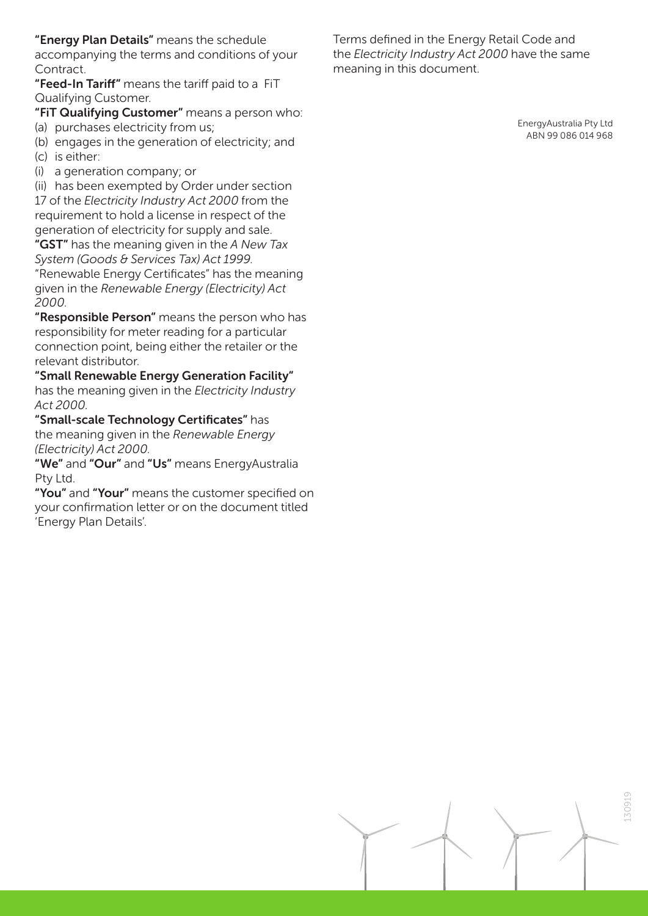**"Energy Plan Details"** means the schedule accompanying the terms and conditions of your Contract.

**"Feed-In Tariff"** means the tariff paid to a FiT Qualifying Customer.

**"FiT Qualifying Customer"** means a person who:

(a) purchases electricity from us;

(b) engages in the generation of electricity; and

(c) is either:

(i) a generation company; or

(ii) has been exempted by Order under section 17 of the *Electricity Industry Act 2000* from the requirement to hold a license in respect of the generation of electricity for supply and sale.

**"GST"** has the meaning given in the *A New Tax System (Goods & Services Tax) Act 1999*.

"Renewable Energy Certificates" has the meaning given in the *Renewable Energy (Electricity) Act 2000*.

**"Responsible Person"** means the person who has responsibility for meter reading for a particular connection point, being either the retailer or the relevant distributor.

**"Small Renewable Energy Generation Facility"** has the meaning given in the *Electricity Industry Act 2000*.

**"Small-scale Technology Certificates"** has the meaning given in the *Renewable Energy (Electricity) Act 2000*.

**"We"** and **"Our"** and **"Us"** means EnergyAustralia Pty Ltd.

**"You"** and **"Your"** means the customer specified on your confirmation letter or on the document titled 'Energy Plan Details'.

Terms defined in the Energy Retail Code and the *Electricity Industry Act 2000* have the same meaning in this document.

EnergyAustralia Pty Ltd
ABN 99 086 014 968

130919